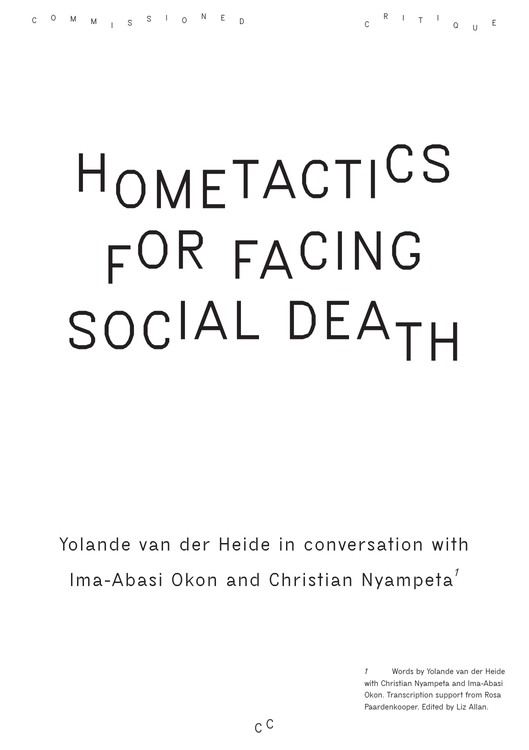# HOMETACTICS FOR FACING SOCIAL DEATH

Yolande van der Heide in conversation with Ima-Abasi Okon and Christian Nyampeta[1]

1 Words by Yolande van der Heide with Christian Nyampeta and Ima-Abasi Okon. Transcription support from Rosa Paardenkooper. Edited by Liz Allan.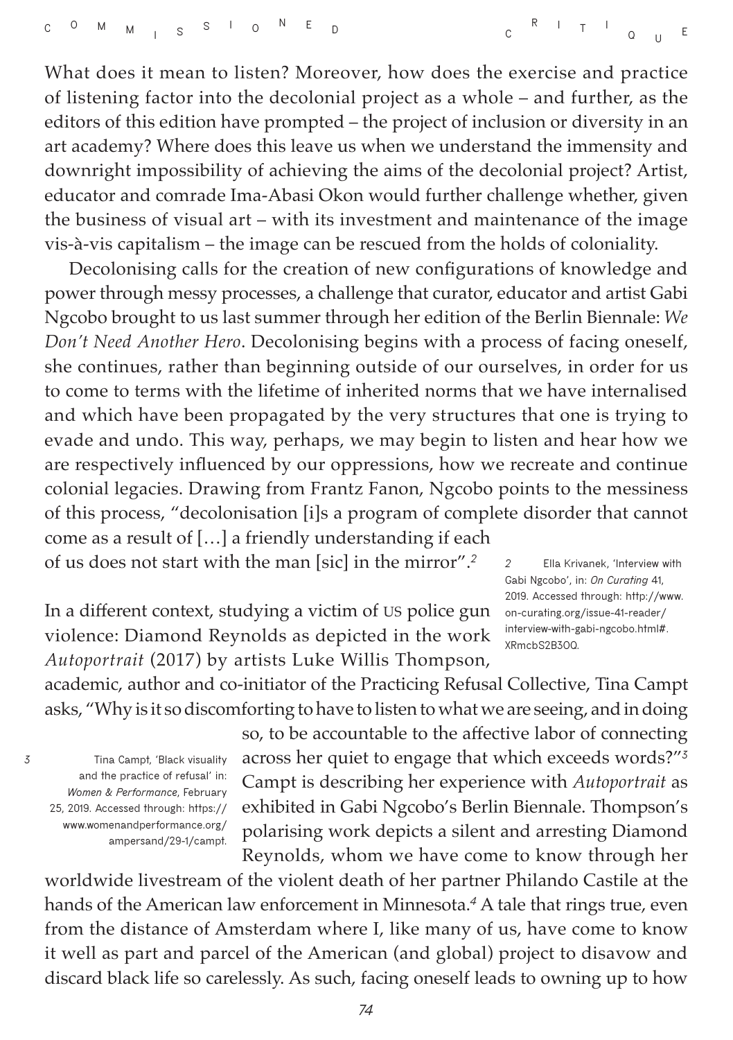What does it mean to listen? Moreover, how does the exercise and practice of listening factor into the decolonial project as a whole – and further, as the editors of this edition have prompted – the project of inclusion or diversity in an art academy? Where does this leave us when we understand the immensity and downright impossibility of achieving the aims of the decolonial project? Artist, educator and comrade Ima-Abasi Okon would further challenge whether, given the business of visual art – with its investment and maintenance of the image vis-à-vis capitalism – the image can be rescued from the holds of coloniality.

Decolonising calls for the creation of new configurations of knowledge and power through messy processes, a challenge that curator, educator and artist Gabi Ngcobo brought to us last summer through her edition of the Berlin Biennale: *We Don't Need Another Hero*. Decolonising begins with a process of facing oneself, she continues, rather than beginning outside of our ourselves, in order for us to come to terms with the lifetime of inherited norms that we have internalised and which have been propagated by the very structures that one is trying to evade and undo. This way, perhaps, we may begin to listen and hear how we are respectively influenced by our oppressions, how we recreate and continue colonial legacies. Drawing from Frantz Fanon, Ngcobo points to the messiness of this process, "decolonisation [i]s a program of complete disorder that cannot come as a result of […] a friendly understanding if each of us does not start with the man [sic] in the mirror".[2]

In a different context, studying a victim of US police gun violence: Diamond Reynolds as depicted in the work *Autoportrait* (2017) by artists Luke Willis Thompson, academic, author and co-initiator of the Practicing Refusal Collective, Tina Campt asks, "Why is it so discomforting to have to listen to what we are seeing, and in doing so, to be accountable to the affective labor of connecting across her quiet to engage that which exceeds words?"[3] Campt is describing her experience with *Autoportrait* as exhibited in Gabi Ngcobo's Berlin Biennale. Thompson's polarising work depicts a silent and arresting Diamond Reynolds, whom we have come to know through her worldwide livestream of the violent death of her partner Philando Castile at the hands of the American law enforcement in Minnesota.[4] A tale that rings true, even from the distance of Amsterdam where I, like many of us, have come to know it well as part and parcel of the American (and global) project to disavow and discard black life so carelessly. As such, facing oneself leads to owning up to how

2 Ella Krivanek, 'Interview with Gabi Ngcobo', in: *On Curating* 41, 2019. Accessed through: http://www.on-curating.org/issue-41-reader/interview-with-gabi-ngcobo.html#.XRmcbS2B3OQ.

3 Tina Campt, 'Black visuality and the practice of refusal' in: *Women & Performance*, February 25, 2019. Accessed through: https://www.womenandperformance.org/ampersand/29-1/campt.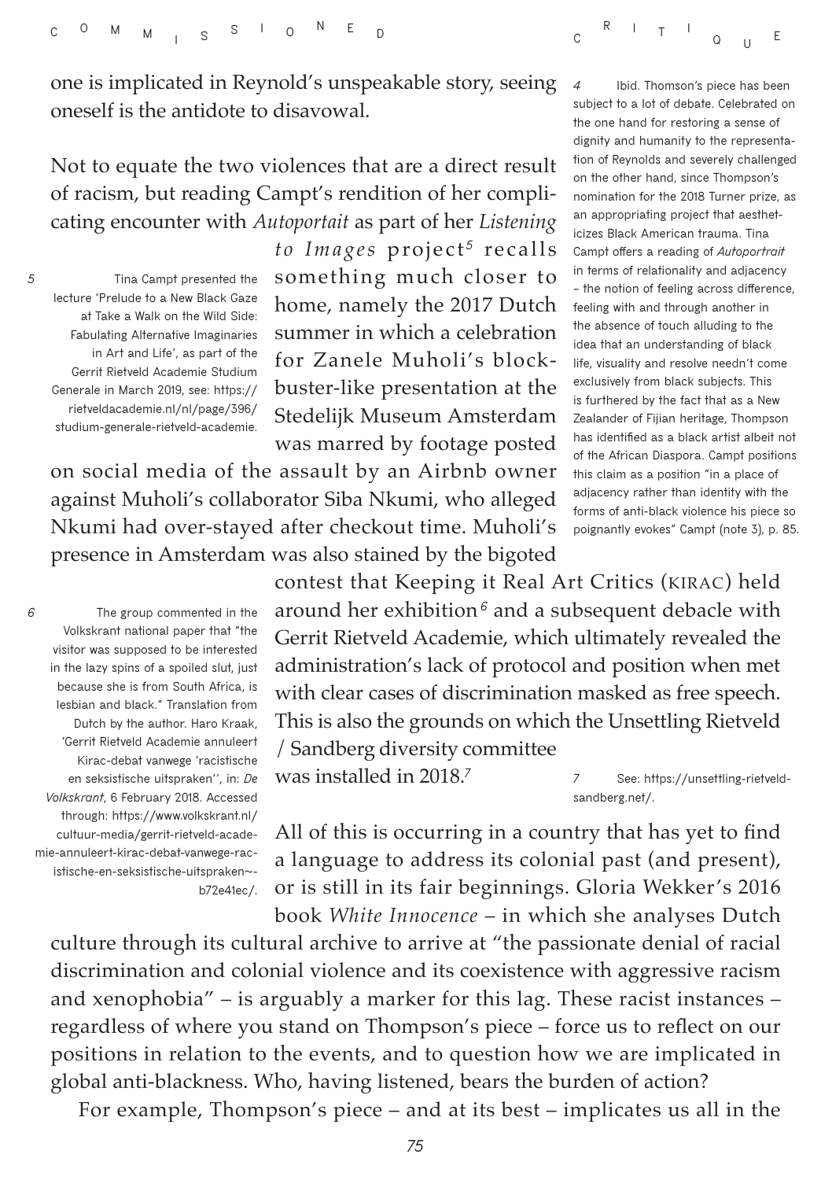one is implicated in Reynold's unspeakable story, seeing oneself is the antidote to disavowal.

Not to equate the two violences that are a direct result of racism, but reading Campt's rendition of her complicating encounter with *Autoportait* as part of her *Listening to Images* project[5] recalls something much closer to home, namely the 2017 Dutch summer in which a celebration for Zanele Muholi's blockbuster-like presentation at the Stedelijk Museum Amsterdam was marred by footage posted on social media of the assault by an Airbnb owner against Muholi's collaborator Siba Nkumi, who alleged Nkumi had over-stayed after checkout time. Muholi's presence in Amsterdam was also stained by the bigoted contest that Keeping it Real Art Critics (KIRAC) held around her exhibition[6] and a subsequent debacle with Gerrit Rietveld Academie, which ultimately revealed the administration's lack of protocol and position when met with clear cases of discrimination masked as free speech. This is also the grounds on which the Unsettling Rietveld / Sandberg diversity committee was installed in 2018.[7]

All of this is occurring in a country that has yet to find a language to address its colonial past (and present), or is still in its fair beginnings. Gloria Wekker's 2016 book *White Innocence* – in which she analyses Dutch culture through its cultural archive to arrive at "the passionate denial of racial discrimination and colonial violence and its coexistence with aggressive racism and xenophobia" – is arguably a marker for this lag. These racist instances – regardless of where you stand on Thompson's piece – force us to reflect on our positions in relation to the events, and to question how we are implicated in global anti-blackness. Who, having listened, bears the burden of action?

For example, Thompson's piece – and at its best – implicates us all in the

---

4 Ibid. Thomson's piece has been subject to a lot of debate. Celebrated on the one hand for restoring a sense of dignity and humanity to the representation of Reynolds and severely challenged on the other hand, since Thompson's nomination for the 2018 Turner prize, as an appropriating project that aestheticizes Black American trauma. Tina Campt offers a reading of *Autoportrait* in terms of relationality and adjacency – the notion of feeling across difference, feeling with and through another in the absence of touch alluding to the idea that an understanding of black life, visuality and resolve needn't come exclusively from black subjects. This is furthered by the fact that as a New Zealander of Fijian heritage, Thompson has identified as a black artist albeit not of the African Diaspora. Campt positions this claim as a position "in a place of adjacency rather than identity with the forms of anti-black violence his piece so poignantly evokes" Campt (note 3), p. 85.

5 Tina Campt presented the lecture 'Prelude to a New Black Gaze at Take a Walk on the Wild Side: Fabulating Alternative Imaginaries in Art and Life', as part of the Gerrit Rietveld Academie Studium Generale in March 2019, see: https://rietveldacademie.nl/nl/page/396/studium-generale-rietveld-academie.

6 The group commented in the Volkskrant national paper that "the visitor was supposed to be interested in the lazy spins of a spoiled slut, just because she is from South Africa, is lesbian and black." Translation from Dutch by the author. Haro Kraak, 'Gerrit Rietveld Academie annuleert Kirac-debat vanwege 'racistische en seksistische uitspraken'', in: *De Volkskrant*, 6 February 2018. Accessed through: https://www.volkskrant.nl/cultuur-media/gerrit-rietveld-academie-annuleert-kirac-debat-vanwege-racistische-en-seksistische-uitspraken~b72e41ec/.

7 See: https://unsettling-rietveld-sandberg.net/.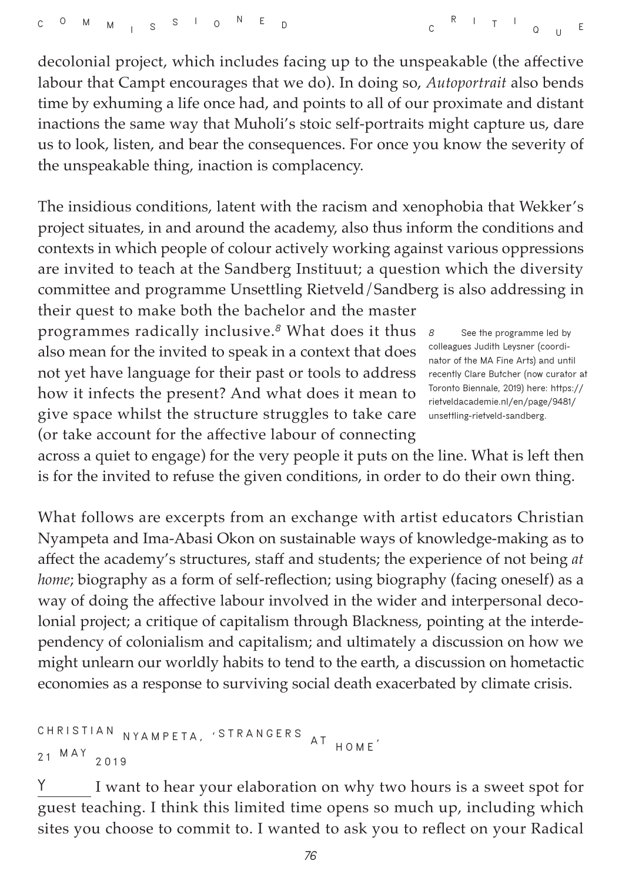decolonial project, which includes facing up to the unspeakable (the affective labour that Campt encourages that we do). In doing so, *Autoportrait* also bends time by exhuming a life once had, and points to all of our proximate and distant inactions the same way that Muholi's stoic self-portraits might capture us, dare us to look, listen, and bear the consequences. For once you know the severity of the unspeakable thing, inaction is complacency.

The insidious conditions, latent with the racism and xenophobia that Wekker's project situates, in and around the academy, also thus inform the conditions and contexts in which people of colour actively working against various oppressions are invited to teach at the Sandberg Instituut; a question which the diversity committee and programme Unsettling Rietveld/Sandberg is also addressing in their quest to make both the bachelor and the master programmes radically inclusive.[8] What does it thus also mean for the invited to speak in a context that does not yet have language for their past or tools to address how it infects the present? And what does it mean to give space whilst the structure struggles to take care (or take account for the affective labour of connecting across a quiet to engage) for the very people it puts on the line. What is left then is for the invited to refuse the given conditions, in order to do their own thing.

What follows are excerpts from an exchange with artist educators Christian Nyampeta and Ima-Abasi Okon on sustainable ways of knowledge-making as to affect the academy's structures, staff and students; the experience of not being *at home*; biography as a form of self-reflection; using biography (facing oneself) as a way of doing the affective labour involved in the wider and interpersonal decolonial project; a critique of capitalism through Blackness, pointing at the interdependency of colonialism and capitalism; and ultimately a discussion on how we might unlearn our worldly habits to tend to the earth, a discussion on hometactic economies as a response to surviving social death exacerbated by climate crisis.

## CHRISTIAN NYAMPETA, 'STRANGERS AT HOME', 21 MAY 2019

Y I want to hear your elaboration on why two hours is a sweet spot for guest teaching. I think this limited time opens so much up, including which sites you choose to commit to. I wanted to ask you to reflect on your Radical

---

[8] See the programme led by colleagues Judith Leysner (coordinator of the MA Fine Arts) and until recently Clare Butcher (now curator at Toronto Biennale, 2019) here: https://rietveldacademie.nl/en/page/9481/unsettling-rietveld-sandberg.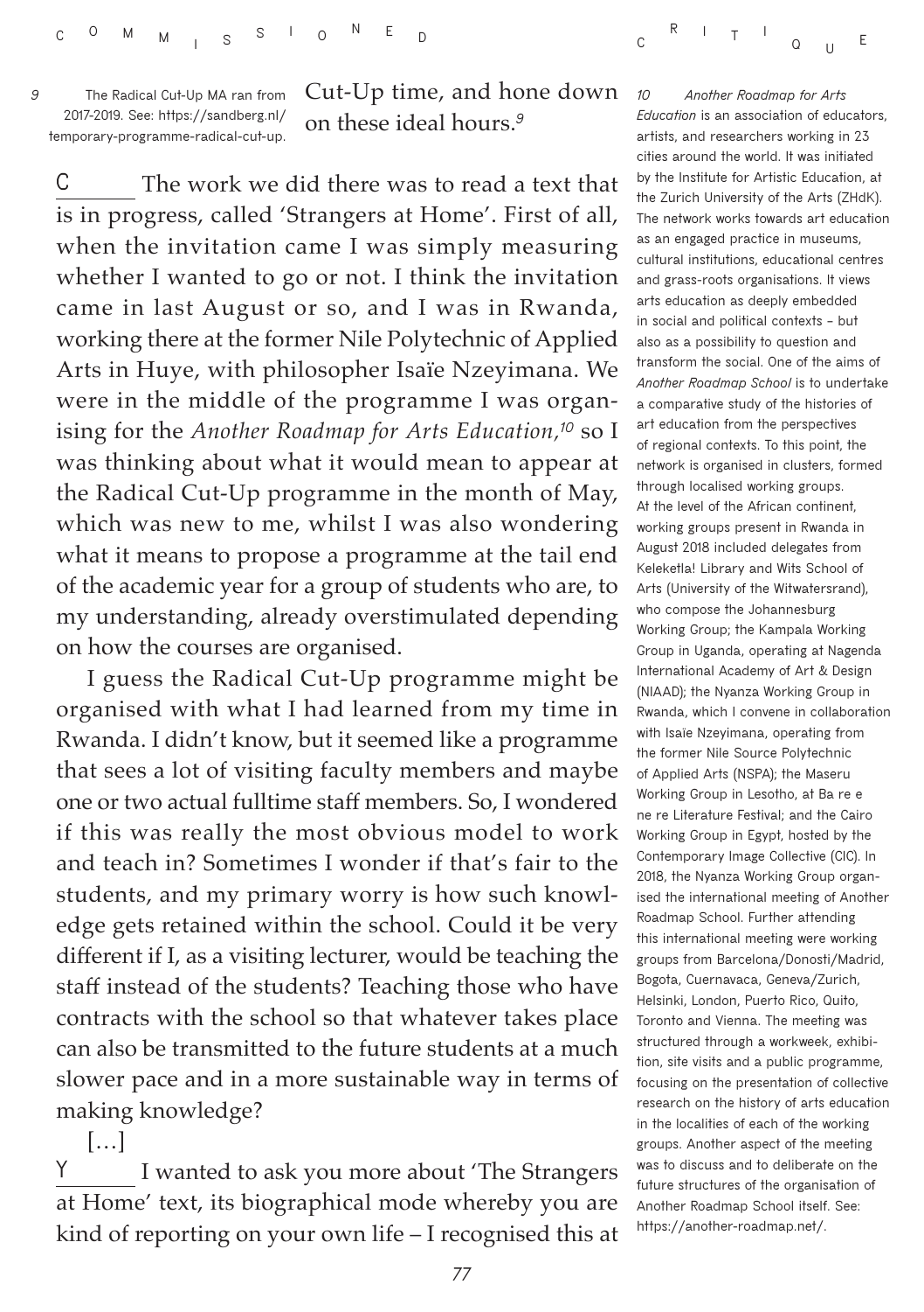Cut-Up time, and hone down on these ideal hours.[9]

C The work we did there was to read a text that is in progress, called 'Strangers at Home'. First of all, when the invitation came I was simply measuring whether I wanted to go or not. I think the invitation came in last August or so, and I was in Rwanda, working there at the former Nile Polytechnic of Applied Arts in Huye, with philosopher Isaïe Nzeyimana. We were in the middle of the programme I was organising for the *Another Roadmap for Arts Education*,[10] so I was thinking about what it would mean to appear at the Radical Cut-Up programme in the month of May, which was new to me, whilst I was also wondering what it means to propose a programme at the tail end of the academic year for a group of students who are, to my understanding, already overstimulated depending on how the courses are organised.

I guess the Radical Cut-Up programme might be organised with what I had learned from my time in Rwanda. I didn't know, but it seemed like a programme that sees a lot of visiting faculty members and maybe one or two actual fulltime staff members. So, I wondered if this was really the most obvious model to work and teach in? Sometimes I wonder if that's fair to the students, and my primary worry is how such knowledge gets retained within the school. Could it be very different if I, as a visiting lecturer, would be teaching the staff instead of the students? Teaching those who have contracts with the school so that whatever takes place can also be transmitted to the future students at a much slower pace and in a more sustainable way in terms of making knowledge?

[…]

Y I wanted to ask you more about 'The Strangers at Home' text, its biographical mode whereby you are kind of reporting on your own life – I recognised this at

---

9 The Radical Cut-Up MA ran from 2017-2019. See: https://sandberg.nl/temporary-programme-radical-cut-up.

10 *Another Roadmap for Arts Education* is an association of educators, artists, and researchers working in 23 cities around the world. It was initiated by the Institute for Artistic Education, at the Zurich University of the Arts (ZHdK). The network works towards art education as an engaged practice in museums, cultural institutions, educational centres and grass-roots organisations. It views arts education as deeply embedded in social and political contexts – but also as a possibility to question and transform the social. One of the aims of *Another Roadmap School* is to undertake a comparative study of the histories of art education from the perspectives of regional contexts. To this point, the network is organised in clusters, formed through localised working groups. At the level of the African continent, working groups present in Rwanda in August 2018 included delegates from Keleketla! Library and Wits School of Arts (University of the Witwatersrand), who compose the Johannesburg Working Group; the Kampala Working Group in Uganda, operating at Nagenda International Academy of Art & Design (NIAAD); the Nyanza Working Group in Rwanda, which I convene in collaboration with Isaïe Nzeyimana, operating from the former Nile Source Polytechnic of Applied Arts (NSPA); the Maseru Working Group in Lesotho, at Ba re e ne re Literature Festival; and the Cairo Working Group in Egypt, hosted by the Contemporary Image Collective (CIC). In 2018, the Nyanza Working Group organised the international meeting of Another Roadmap School. Further attending this international meeting were working groups from Barcelona/Donosti/Madrid, Bogota, Cuernavaca, Geneva/Zurich, Helsinki, London, Puerto Rico, Quito, Toronto and Vienna. The meeting was structured through a workweek, exhibition, site visits and a public programme, focusing on the presentation of collective research on the history of arts education in the localities of each of the working groups. Another aspect of the meeting was to discuss and to deliberate on the future structures of the organisation of Another Roadmap School itself. See: https://another-roadmap.net/.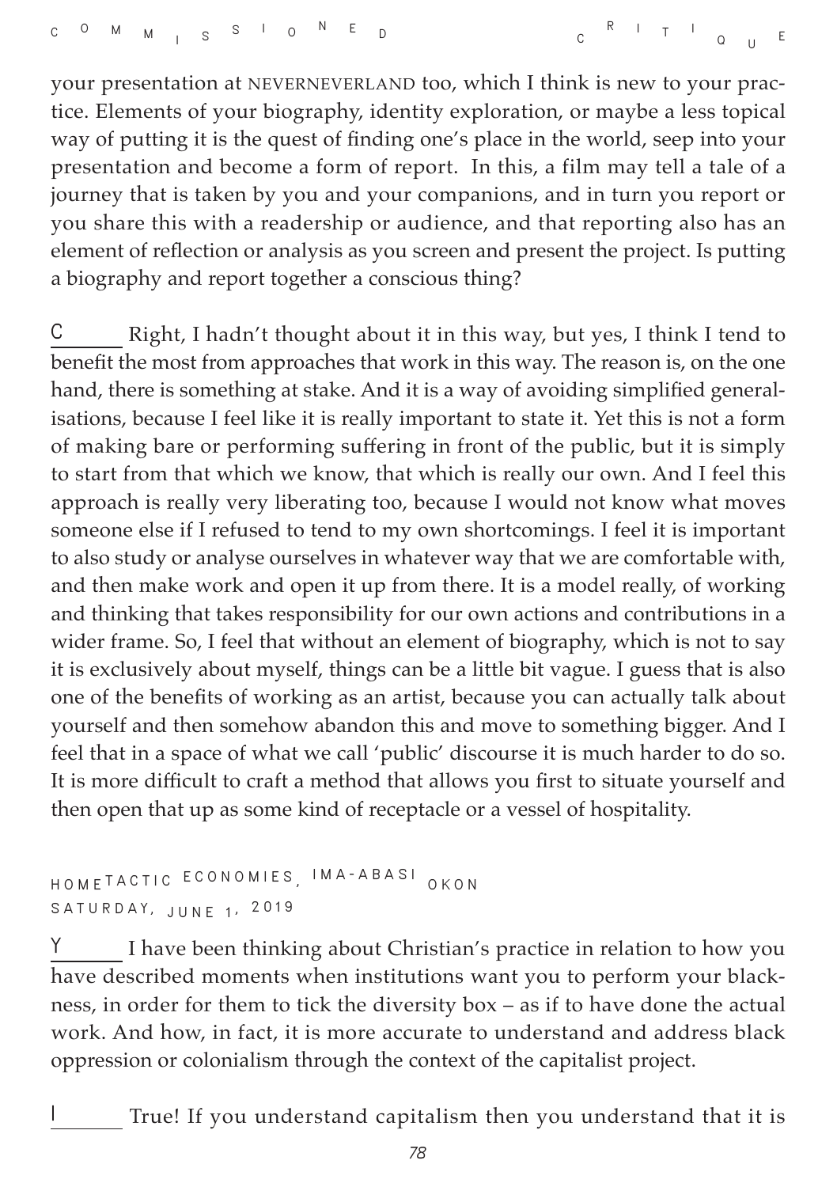your presentation at NEVERNEVERLAND too, which I think is new to your practice. Elements of your biography, identity exploration, or maybe a less topical way of putting it is the quest of finding one's place in the world, seep into your presentation and become a form of report. In this, a film may tell a tale of a journey that is taken by you and your companions, and in turn you report or you share this with a readership or audience, and that reporting also has an element of reflection or analysis as you screen and present the project. Is putting a biography and report together a conscious thing?

C Right, I hadn't thought about it in this way, but yes, I think I tend to benefit the most from approaches that work in this way. The reason is, on the one hand, there is something at stake. And it is a way of avoiding simplified generalisations, because I feel like it is really important to state it. Yet this is not a form of making bare or performing suffering in front of the public, but it is simply to start from that which we know, that which is really our own. And I feel this approach is really very liberating too, because I would not know what moves someone else if I refused to tend to my own shortcomings. I feel it is important to also study or analyse ourselves in whatever way that we are comfortable with, and then make work and open it up from there. It is a model really, of working and thinking that takes responsibility for our own actions and contributions in a wider frame. So, I feel that without an element of biography, which is not to say it is exclusively about myself, things can be a little bit vague. I guess that is also one of the benefits of working as an artist, because you can actually talk about yourself and then somehow abandon this and move to something bigger. And I feel that in a space of what we call 'public' discourse it is much harder to do so. It is more difficult to craft a method that allows you first to situate yourself and then open that up as some kind of receptacle or a vessel of hospitality.

## HOMETACTIC ECONOMIES, IMA-ABASI OKON
SATURDAY, JUNE 1, 2019

Y I have been thinking about Christian's practice in relation to how you have described moments when institutions want you to perform your blackness, in order for them to tick the diversity box – as if to have done the actual work. And how, in fact, it is more accurate to understand and address black oppression or colonialism through the context of the capitalist project.

I True! If you understand capitalism then you understand that it is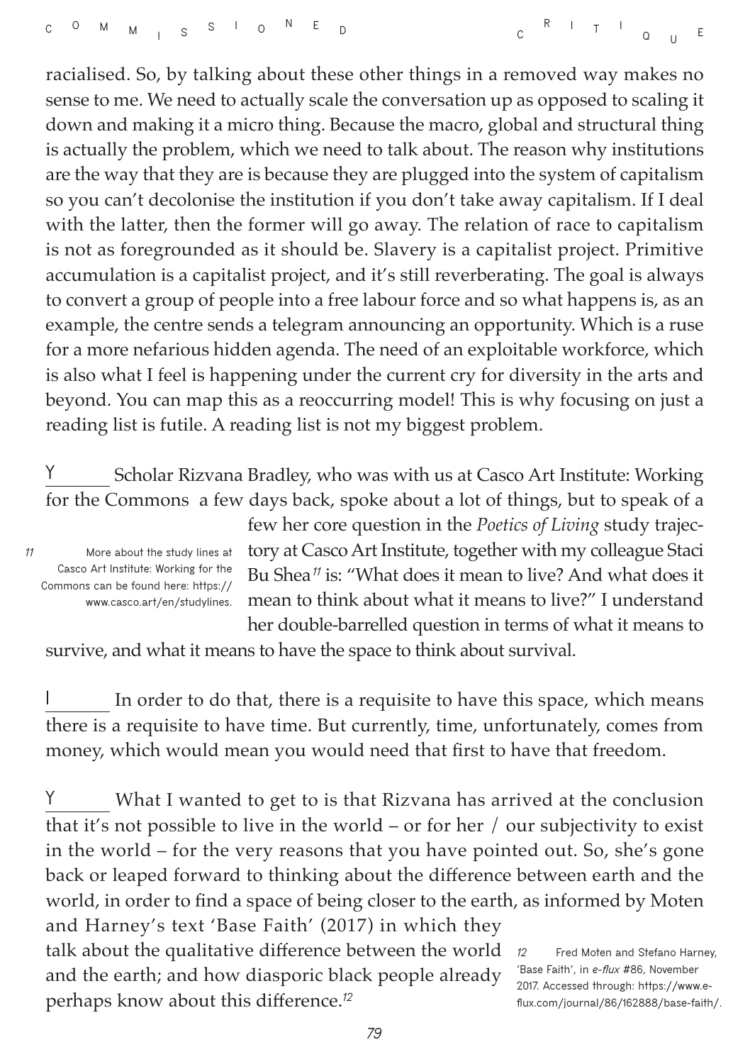racialised. So, by talking about these other things in a removed way makes no sense to me. We need to actually scale the conversation up as opposed to scaling it down and making it a micro thing. Because the macro, global and structural thing is actually the problem, which we need to talk about. The reason why institutions are the way that they are is because they are plugged into the system of capitalism so you can't decolonise the institution if you don't take away capitalism. If I deal with the latter, then the former will go away. The relation of race to capitalism is not as foregrounded as it should be. Slavery is a capitalist project. Primitive accumulation is a capitalist project, and it's still reverberating. The goal is always to convert a group of people into a free labour force and so what happens is, as an example, the centre sends a telegram announcing an opportunity. Which is a ruse for a more nefarious hidden agenda. The need of an exploitable workforce, which is also what I feel is happening under the current cry for diversity in the arts and beyond. You can map this as a reoccurring model! This is why focusing on just a reading list is futile. A reading list is not my biggest problem.

Y Scholar Rizvana Bradley, who was with us at Casco Art Institute: Working for the Commons a few days back, spoke about a lot of things, but to speak of a few her core question in the *Poetics of Living* study trajectory at Casco Art Institute, together with my colleague Staci Bu Shea[11] is: "What does it mean to live? And what does it mean to think about what it means to live?" I understand her double-barrelled question in terms of what it means to survive, and what it means to have the space to think about survival.

I In order to do that, there is a requisite to have this space, which means there is a requisite to have time. But currently, time, unfortunately, comes from money, which would mean you would need that first to have that freedom.

Y What I wanted to get to is that Rizvana has arrived at the conclusion that it's not possible to live in the world – or for her / our subjectivity to exist in the world – for the very reasons that you have pointed out. So, she's gone back or leaped forward to thinking about the difference between earth and the world, in order to find a space of being closer to the earth, as informed by Moten and Harney's text 'Base Faith' (2017) in which they talk about the qualitative difference between the world and the earth; and how diasporic black people already perhaps know about this difference.[12]

11 More about the study lines at Casco Art Institute: Working for the Commons can be found here: https://www.casco.art/en/studylines.

12 Fred Moten and Stefano Harney, 'Base Faith', in *e-flux* #86, November 2017. Accessed through: https://www.e-flux.com/journal/86/162888/base-faith/.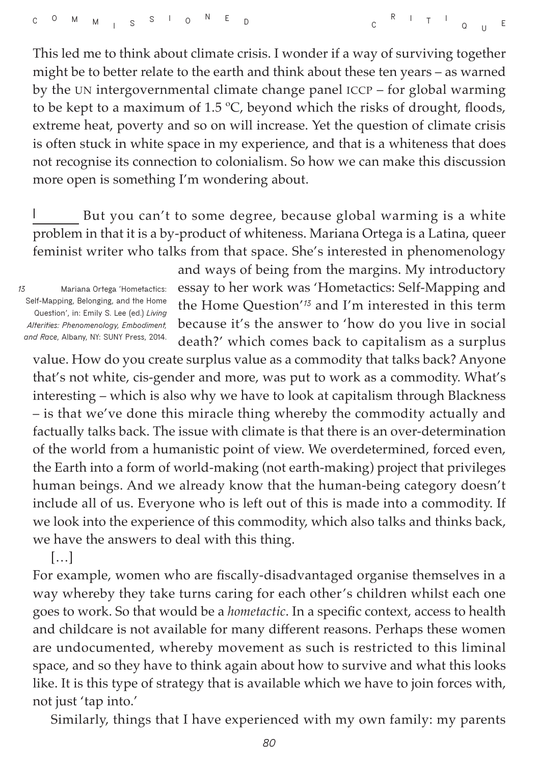This led me to think about climate crisis. I wonder if a way of surviving together might be to better relate to the earth and think about these ten years – as warned by the UN intergovernmental climate change panel ICCP – for global warming to be kept to a maximum of 1.5 ºC, beyond which the risks of drought, floods, extreme heat, poverty and so on will increase. Yet the question of climate crisis is often stuck in white space in my experience, and that is a whiteness that does not recognise its connection to colonialism. So how we can make this discussion more open is something I'm wondering about.

I ____ But you can't to some degree, because global warming is a white problem in that it is a by-product of whiteness. Mariana Ortega is a Latina, queer feminist writer who talks from that space. She's interested in phenomenology and ways of being from the margins. My introductory essay to her work was 'Hometactics: Self-Mapping and the Home Question'[13] and I'm interested in this term because it's the answer to 'how do you live in social death?' which comes back to capitalism as a surplus value. How do you create surplus value as a commodity that talks back? Anyone that's not white, cis-gender and more, was put to work as a commodity. What's interesting – which is also why we have to look at capitalism through Blackness – is that we've done this miracle thing whereby the commodity actually and factually talks back. The issue with climate is that there is an over-determination of the world from a humanistic point of view. We overdetermined, forced even, the Earth into a form of world-making (not earth-making) project that privileges human beings. And we already know that the human-being category doesn't include all of us. Everyone who is left out of this is made into a commodity. If we look into the experience of this commodity, which also talks and thinks back, we have the answers to deal with this thing.

[…]

For example, women who are fiscally-disadvantaged organise themselves in a way whereby they take turns caring for each other's children whilst each one goes to work. So that would be a *hometactic*. In a specific context, access to health and childcare is not available for many different reasons. Perhaps these women are undocumented, whereby movement as such is restricted to this liminal space, and so they have to think again about how to survive and what this looks like. It is this type of strategy that is available which we have to join forces with, not just 'tap into.'

Similarly, things that I have experienced with my own family: my parents

[13] Mariana Ortega 'Hometactics: Self-Mapping, Belonging, and the Home Question', in: Emily S. Lee (ed.) *Living Alterities: Phenomenology, Embodiment, and Race*, Albany, NY: SUNY Press, 2014.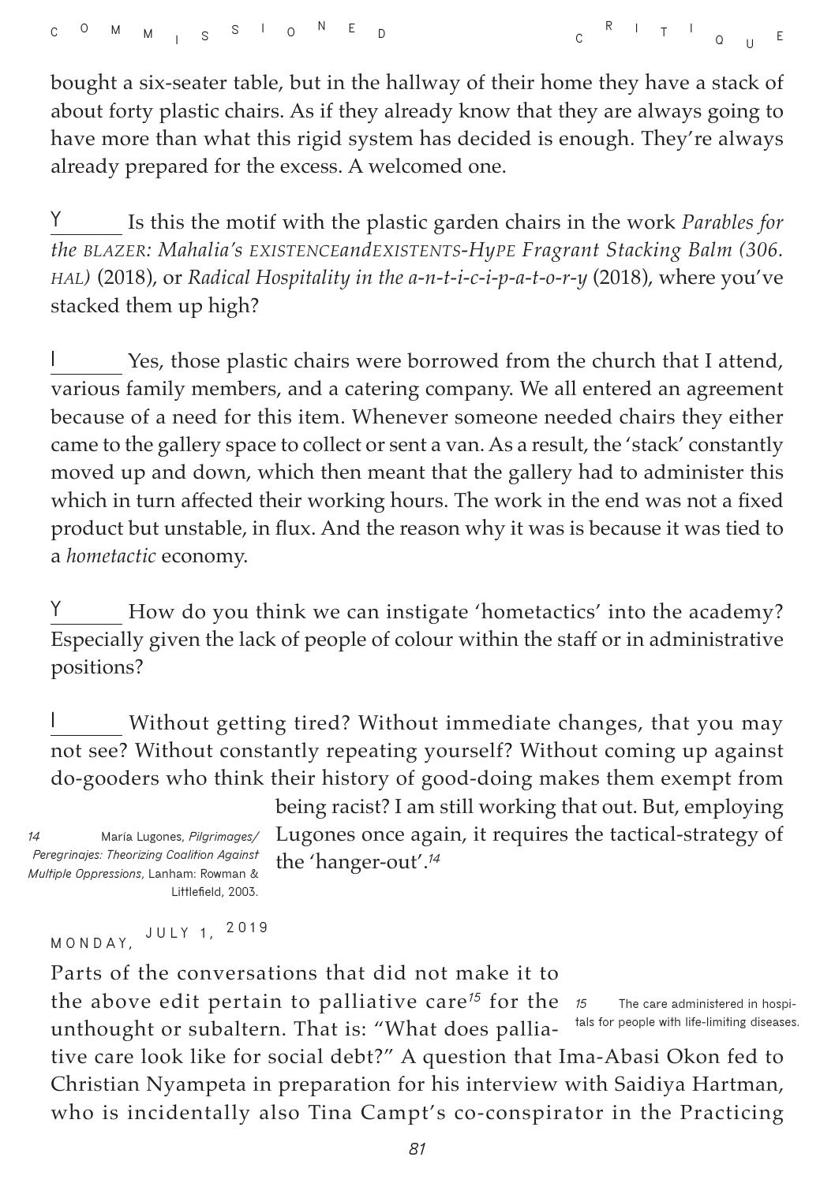bought a six-seater table, but in the hallway of their home they have a stack of about forty plastic chairs. As if they already know that they are always going to have more than what this rigid system has decided is enough. They're always already prepared for the excess. A welcomed one.

Y Is this the motif with the plastic garden chairs in the work *Parables for the BLAZER: Mahalia's EXISTENCEandEXISTENTS-HyPE Fragrant Stacking Balm (306. HAL)* (2018), or *Radical Hospitality in the a-n-t-i-c-i-p-a-t-o-r-y* (2018), where you've stacked them up high?

I Yes, those plastic chairs were borrowed from the church that I attend, various family members, and a catering company. We all entered an agreement because of a need for this item. Whenever someone needed chairs they either came to the gallery space to collect or sent a van. As a result, the 'stack' constantly moved up and down, which then meant that the gallery had to administer this which in turn affected their working hours. The work in the end was not a fixed product but unstable, in flux. And the reason why it was is because it was tied to a *hometactic* economy.

Y How do you think we can instigate 'hometactics' into the academy? Especially given the lack of people of colour within the staff or in administrative positions?

I Without getting tired? Without immediate changes, that you may not see? Without constantly repeating yourself? Without coming up against do-gooders who think their history of good-doing makes them exempt from being racist? I am still working that out. But, employing Lugones once again, it requires the tactical-strategy of the 'hanger-out'.[14]

14 María Lugones, *Pilgrimages/Peregrinajes: Theorizing Coalition Against Multiple Oppressions*, Lanham: Rowman & Littlefield, 2003.

MONDAY, JULY 1, 2019

Parts of the conversations that did not make it to the above edit pertain to palliative care[15] for the unthought or subaltern. That is: "What does palliative care look like for social debt?" A question that Ima-Abasi Okon fed to Christian Nyampeta in preparation for his interview with Saidiya Hartman, who is incidentally also Tina Campt's co-conspirator in the Practicing

15 The care administered in hospitals for people with life-limiting diseases.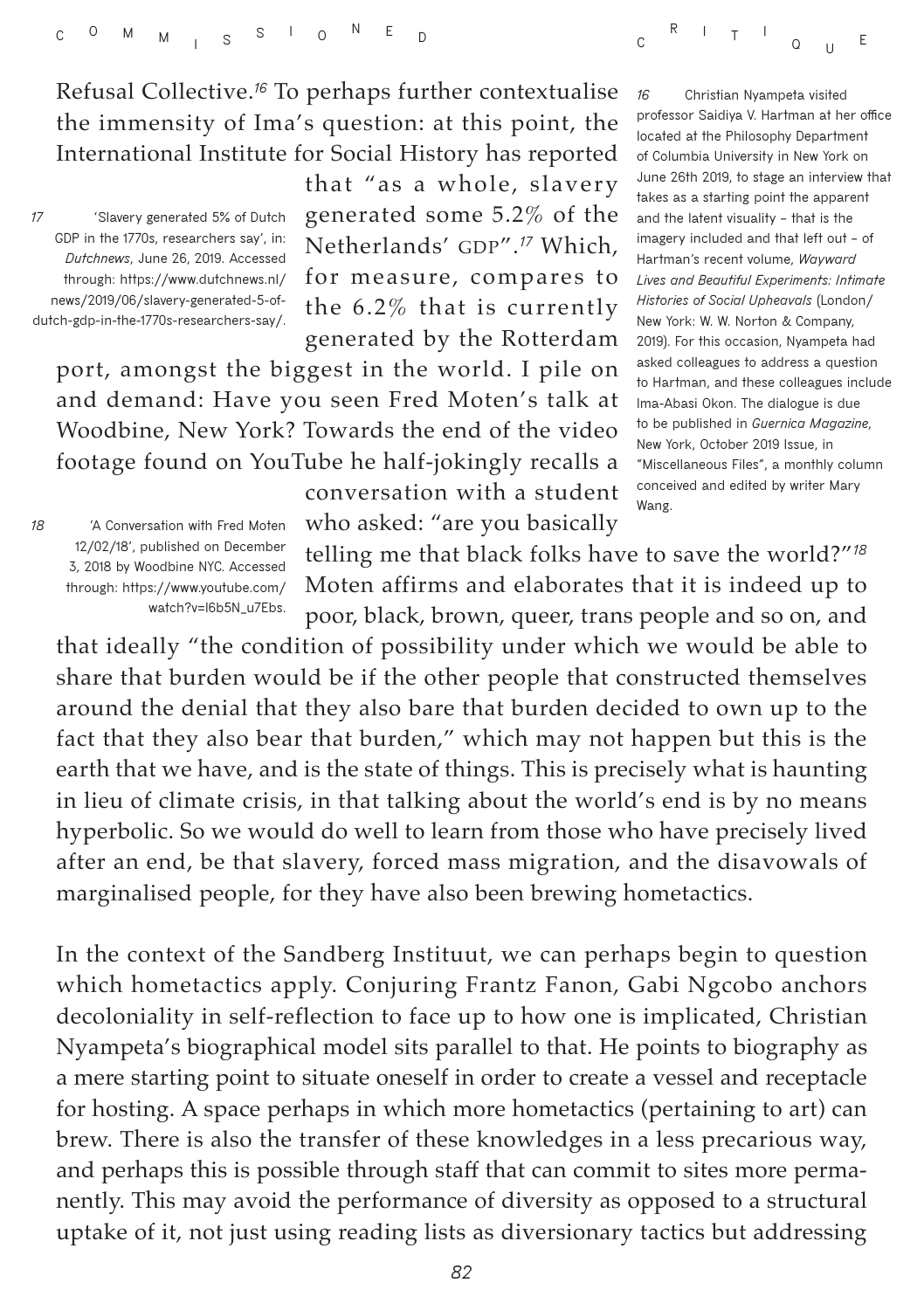Refusal Collective.[16] To perhaps further contextualise the immensity of Ima's question: at this point, the International Institute for Social History has reported that "as a whole, slavery generated some 5.2% of the Netherlands' GDP".[17] Which, for measure, compares to the 6.2% that is currently generated by the Rotterdam port, amongst the biggest in the world. I pile on and demand: Have you seen Fred Moten's talk at Woodbine, New York? Towards the end of the video footage found on YouTube he half-jokingly recalls a conversation with a student who asked: "are you basically telling me that black folks have to save the world?"[18] Moten affirms and elaborates that it is indeed up to poor, black, brown, queer, trans people and so on, and that ideally "the condition of possibility under which we would be able to share that burden would be if the other people that constructed themselves around the denial that they also bare that burden decided to own up to the fact that they also bear that burden," which may not happen but this is the earth that we have, and is the state of things. This is precisely what is haunting in lieu of climate crisis, in that talking about the world's end is by no means hyperbolic. So we would do well to learn from those who have precisely lived after an end, be that slavery, forced mass migration, and the disavowals of marginalised people, for they have also been brewing hometactics.

In the context of the Sandberg Instituut, we can perhaps begin to question which hometactics apply. Conjuring Frantz Fanon, Gabi Ngcobo anchors decoloniality in self-reflection to face up to how one is implicated, Christian Nyampeta's biographical model sits parallel to that. He points to biography as a mere starting point to situate oneself in order to create a vessel and receptacle for hosting. A space perhaps in which more hometactics (pertaining to art) can brew. There is also the transfer of these knowledges in a less precarious way, and perhaps this is possible through staff that can commit to sites more permanently. This may avoid the performance of diversity as opposed to a structural uptake of it, not just using reading lists as diversionary tactics but addressing

---

16 Christian Nyampeta visited professor Saidiya V. Hartman at her office located at the Philosophy Department of Columbia University in New York on June 26th 2019, to stage an interview that takes as a starting point the apparent and the latent visuality – that is the imagery included and that left out – of Hartman's recent volume, *Wayward Lives and Beautiful Experiments: Intimate Histories of Social Upheavals* (London/New York: W. W. Norton & Company, 2019). For this occasion, Nyampeta had asked colleagues to address a question to Hartman, and these colleagues include Ima-Abasi Okon. The dialogue is due to be published in *Guernica Magazine*, New York, October 2019 Issue, in "Miscellaneous Files", a monthly column conceived and edited by writer Mary Wang.

17 'Slavery generated 5% of Dutch GDP in the 1770s, researchers say', in: *Dutchnews*, June 26, 2019. Accessed through: https://www.dutchnews.nl/news/2019/06/slavery-generated-5-of-dutch-gdp-in-the-1770s-researchers-say/.

18 'A Conversation with Fred Moten 12/02/18', published on December 3, 2018 by Woodbine NYC. Accessed through: https://www.youtube.com/watch?v=l6b5N_u7Ebs.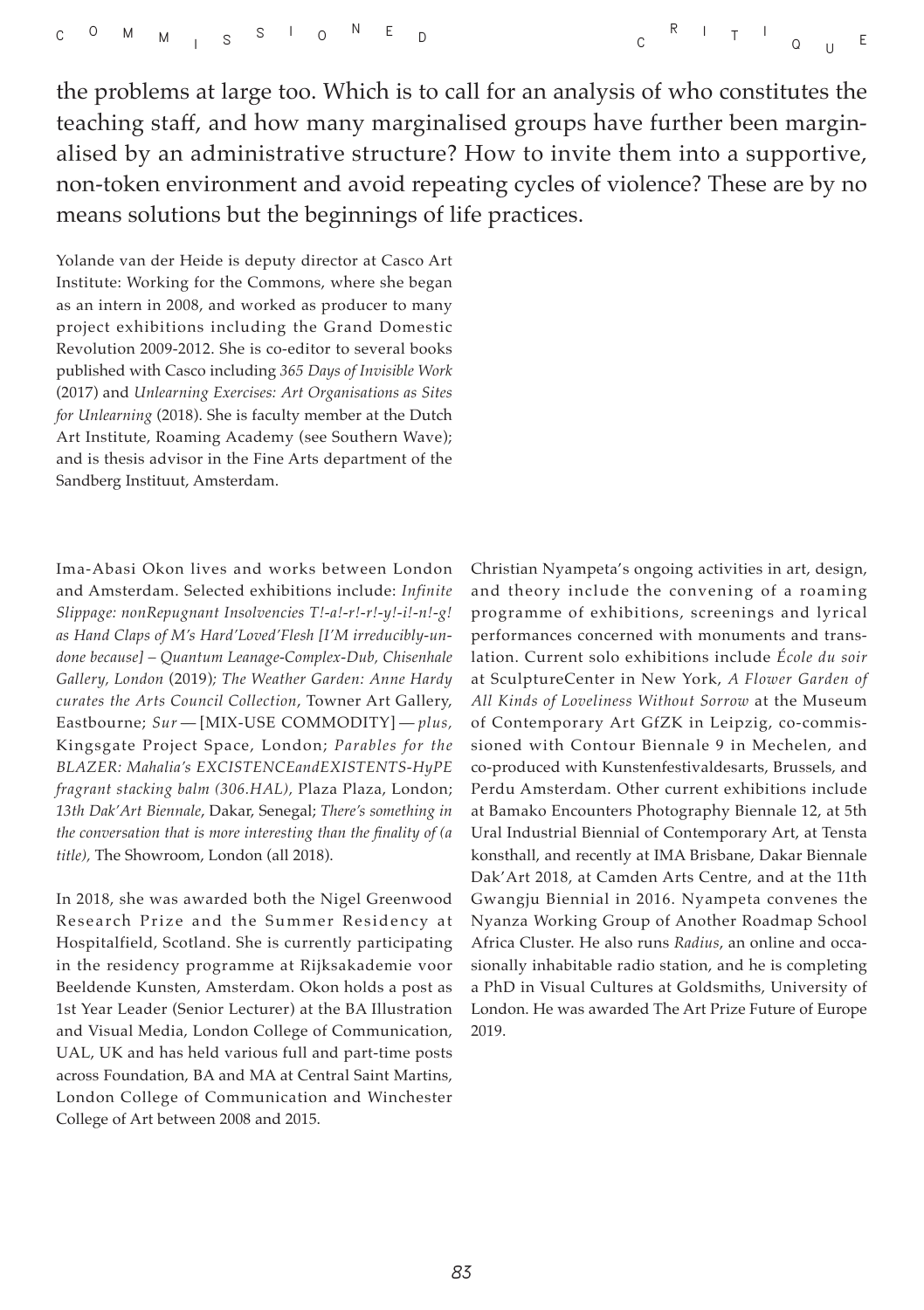the problems at large too. Which is to call for an analysis of who constitutes the teaching staff, and how many marginalised groups have further been marginalised by an administrative structure? How to invite them into a supportive, non-token environment and avoid repeating cycles of violence? These are by no means solutions but the beginnings of life practices.

Yolande van der Heide is deputy director at Casco Art Institute: Working for the Commons, where she began as an intern in 2008, and worked as producer to many project exhibitions including the Grand Domestic Revolution 2009-2012. She is co-editor to several books published with Casco including *365 Days of Invisible Work* (2017) and *Unlearning Exercises: Art Organisations as Sites for Unlearning* (2018). She is faculty member at the Dutch Art Institute, Roaming Academy (see Southern Wave); and is thesis advisor in the Fine Arts department of the Sandberg Instituut, Amsterdam.

Ima-Abasi Okon lives and works between London and Amsterdam. Selected exhibitions include: *Infinite Slippage: nonRepugnant Insolvencies T!-a!-r!-r!-y!-i!-n!-g! as Hand Claps of M's Hard'Loved'Flesh [I'M irreducibly-undone because] – Quantum Leanage-Complex-Dub, Chisenhale Gallery, London* (2019)*; The Weather Garden: Anne Hardy curates the Arts Council Collection*, Towner Art Gallery, Eastbourne; *Sur* — [MIX-USE COMMODITY] — *plus,* Kingsgate Project Space, London; *Parables for the BLAZER: Mahalia's EXCISTENCEandEXISTENTS-HyPE fragrant stacking balm (306.HAL),* Plaza Plaza, London; *13th Dak'Art Biennale*, Dakar, Senegal; *There's something in the conversation that is more interesting than the finality of (a title),* The Showroom, London (all 2018).

In 2018, she was awarded both the Nigel Greenwood Research Prize and the Summer Residency at Hospitalfield, Scotland. She is currently participating in the residency programme at Rijksakademie voor Beeldende Kunsten, Amsterdam. Okon holds a post as 1st Year Leader (Senior Lecturer) at the BA Illustration and Visual Media, London College of Communication, UAL, UK and has held various full and part-time posts across Foundation, BA and MA at Central Saint Martins, London College of Communication and Winchester College of Art between 2008 and 2015.

Christian Nyampeta's ongoing activities in art, design, and theory include the convening of a roaming programme of exhibitions, screenings and lyrical performances concerned with monuments and translation. Current solo exhibitions include *École du soir* at SculptureCenter in New York, *A Flower Garden of All Kinds of Loveliness Without Sorrow* at the Museum of Contemporary Art GfZK in Leipzig, co-commissioned with Contour Biennale 9 in Mechelen, and co-produced with Kunstenfestivaldesarts, Brussels, and Perdu Amsterdam. Other current exhibitions include at Bamako Encounters Photography Biennale 12, at 5th Ural Industrial Biennial of Contemporary Art, at Tensta konsthall, and recently at IMA Brisbane, Dakar Biennale Dak'Art 2018, at Camden Arts Centre, and at the 11th Gwangju Biennial in 2016. Nyampeta convenes the Nyanza Working Group of Another Roadmap School Africa Cluster. He also runs *Radius*, an online and occasionally inhabitable radio station, and he is completing a PhD in Visual Cultures at Goldsmiths, University of London. He was awarded The Art Prize Future of Europe 2019.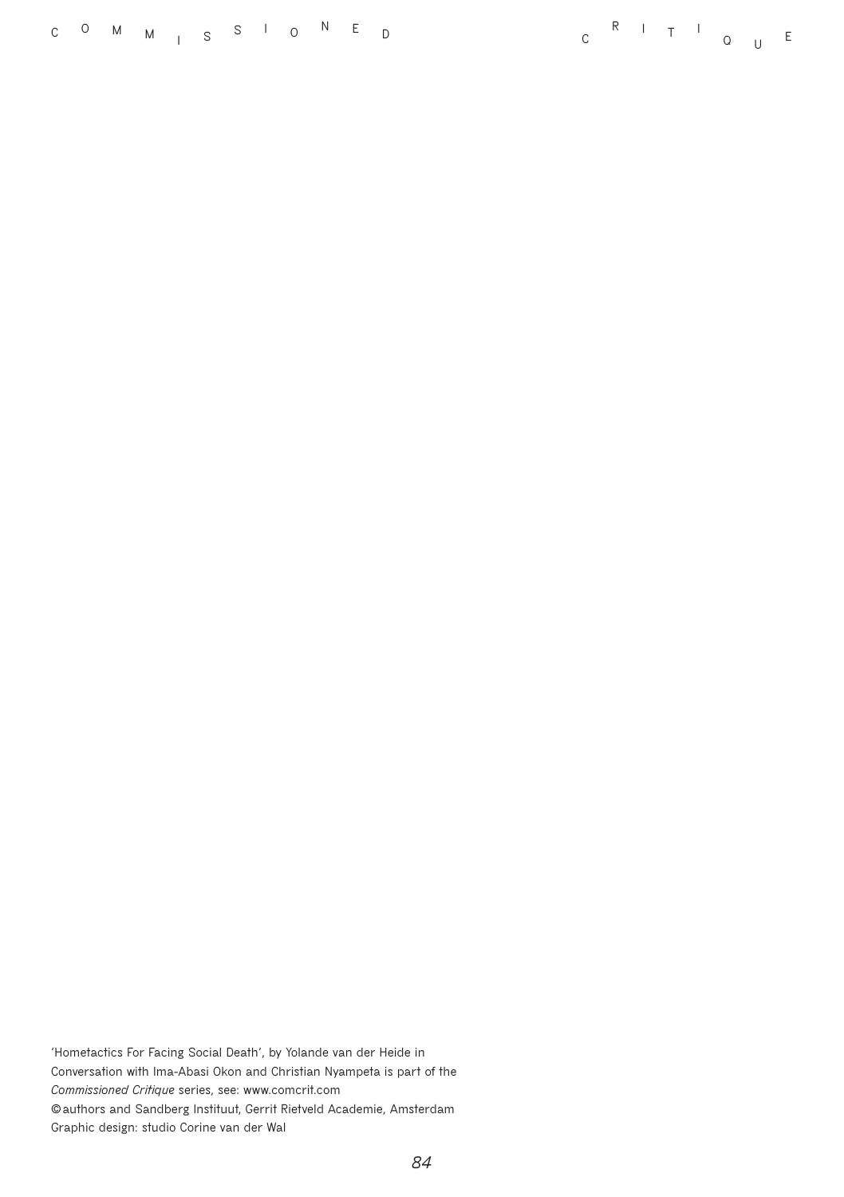'Hometactics For Facing Social Death', by Yolande van der Heide in Conversation with Ima-Abasi Okon and Christian Nyampeta is part of the *Commissioned Critique* series, see: www.comcrit.com
©authors and Sandberg Instituut, Gerrit Rietveld Academie, Amsterdam
Graphic design: studio Corine van der Wal